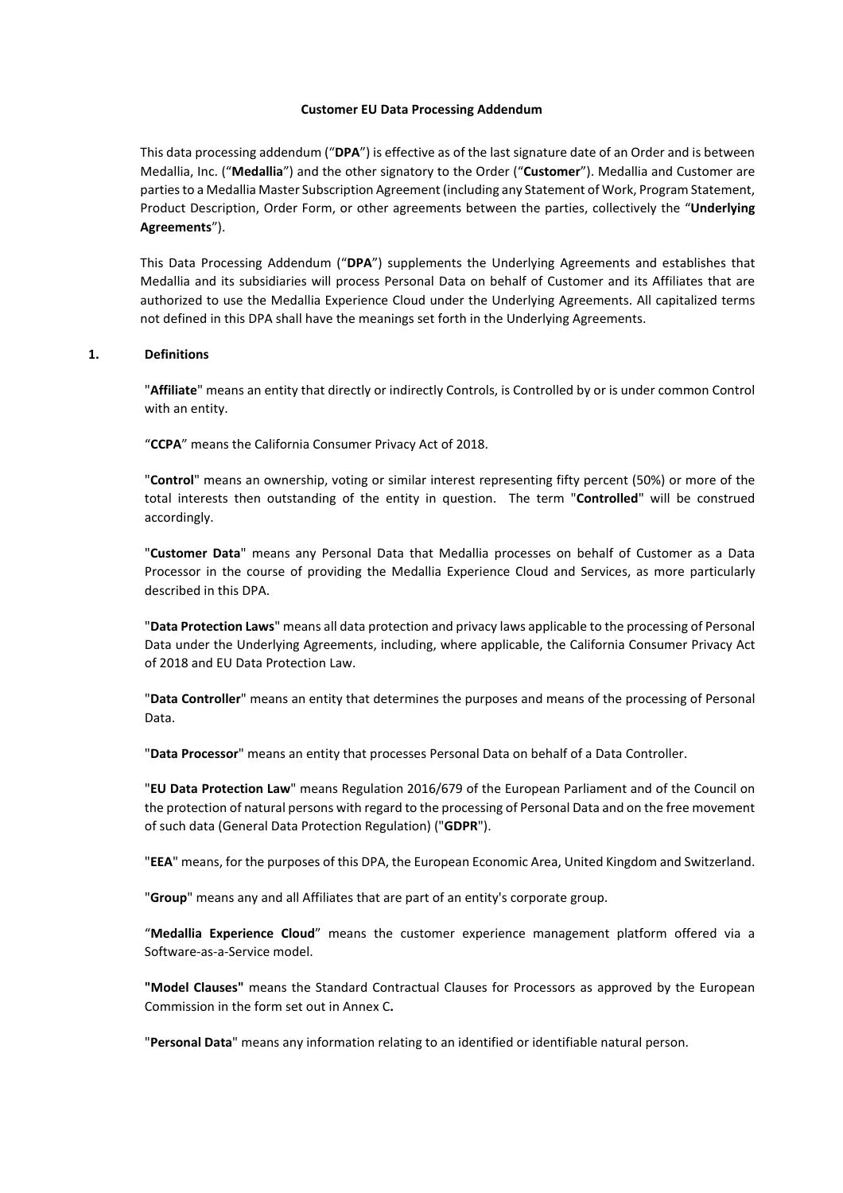# Customer EU Data Processing Addendum

This data processing addendum ("**DPA**") is effective as of the last signature date of an Order and is between Medallia, Inc. ("**Medallia**") and the other signatory to the Order ("**Customer**"). Medallia and Customer are parties to a Medallia Master Subscription Agreement (including any Statement of Work, Program Statement, Product Description, Order Form, or other agreements between the parties, collectively the "**Underlying Agreements**").

This Data Processing Addendum ("**DPA**") supplements the Underlying Agreements and establishes that Medallia and its subsidiaries will process Personal Data on behalf of Customer and its Affiliates that are authorized to use the Medallia Experience Cloud under the Underlying Agreements. All capitalized terms not defined in this DPA shall have the meanings set forth in the Underlying Agreements.

## 1. Definitions

"**Affiliate**" means an entity that directly or indirectly Controls, is Controlled by or is under common Control with an entity.

"**CCPA**" means the California Consumer Privacy Act of 2018.

"**Control**" means an ownership, voting or similar interest representing fifty percent (50%) or more of the total interests then outstanding of the entity in question. The term "**Controlled**" will be construed accordingly.

"**Customer Data**" means any Personal Data that Medallia processes on behalf of Customer as a Data Processor in the course of providing the Medallia Experience Cloud and Services, as more particularly described in this DPA.

"**Data Protection Laws**" means all data protection and privacy laws applicable to the processing of Personal Data under the Underlying Agreements, including, where applicable, the California Consumer Privacy Act of 2018 and EU Data Protection Law.

"**Data Controller**" means an entity that determines the purposes and means of the processing of Personal Data.

"**Data Processor**" means an entity that processes Personal Data on behalf of a Data Controller.

"**EU Data Protection Law**" means Regulation 2016/679 of the European Parliament and of the Council on the protection of natural persons with regard to the processing of Personal Data and on the free movement of such data (General Data Protection Regulation) ("**GDPR**").

"**EEA**" means, for the purposes of this DPA, the European Economic Area, United Kingdom and Switzerland.

"**Group**" means any and all Affiliates that are part of an entity's corporate group.

"**Medallia Experience Cloud**" means the customer experience management platform offered via a Software-as-a-Service model.

**"Model Clauses"** means the Standard Contractual Clauses for Processors as approved by the European Commission in the form set out in Annex C**.**

"**Personal Data**" means any information relating to an identified or identifiable natural person.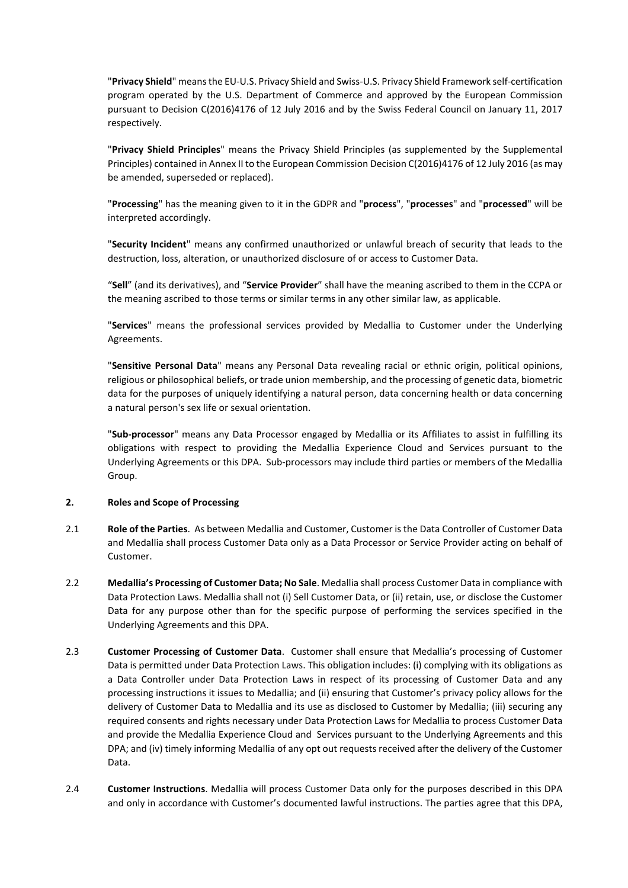"**Privacy Shield**" means the EU-U.S. Privacy Shield and Swiss-U.S. Privacy Shield Framework self-certification program operated by the U.S. Department of Commerce and approved by the European Commission pursuant to Decision C(2016)4176 of 12 July 2016 and by the Swiss Federal Council on January 11, 2017 respectively.

"**Privacy Shield Principles**" means the Privacy Shield Principles (as supplemented by the Supplemental Principles) contained in Annex II to the European Commission Decision C(2016)4176 of 12 July 2016 (as may be amended, superseded or replaced).

"**Processing**" has the meaning given to it in the GDPR and "**process**", "**processes**" and "**processed**" will be interpreted accordingly.

"**Security Incident**" means any confirmed unauthorized or unlawful breach of security that leads to the destruction, loss, alteration, or unauthorized disclosure of or access to Customer Data.

"**Sell**" (and its derivatives), and "**Service Provider**" shall have the meaning ascribed to them in the CCPA or the meaning ascribed to those terms or similar terms in any other similar law, as applicable.

"**Services**" means the professional services provided by Medallia to Customer under the Underlying Agreements.

"**Sensitive Personal Data**" means any Personal Data revealing racial or ethnic origin, political opinions, religious or philosophical beliefs, or trade union membership, and the processing of genetic data, biometric data for the purposes of uniquely identifying a natural person, data concerning health or data concerning a natural person's sex life or sexual orientation.

"**Sub-processor**" means any Data Processor engaged by Medallia or its Affiliates to assist in fulfilling its obligations with respect to providing the Medallia Experience Cloud and Services pursuant to the Underlying Agreements or this DPA. Sub-processors may include third parties or members of the Medallia Group.

## 2. Roles and Scope of Processing

2.1 **Role of the Parties**. As between Medallia and Customer, Customer is the Data Controller of Customer Data and Medallia shall process Customer Data only as a Data Processor or Service Provider acting on behalf of Customer.

2.2 **Medallia's Processing of Customer Data; No Sale**. Medallia shall process Customer Data in compliance with Data Protection Laws. Medallia shall not (i) Sell Customer Data, or (ii) retain, use, or disclose the Customer Data for any purpose other than for the specific purpose of performing the services specified in the Underlying Agreements and this DPA.

2.3 **Customer Processing of Customer Data**. Customer shall ensure that Medallia's processing of Customer Data is permitted under Data Protection Laws. This obligation includes: (i) complying with its obligations as a Data Controller under Data Protection Laws in respect of its processing of Customer Data and any processing instructions it issues to Medallia; and (ii) ensuring that Customer's privacy policy allows for the delivery of Customer Data to Medallia and its use as disclosed to Customer by Medallia; (iii) securing any required consents and rights necessary under Data Protection Laws for Medallia to process Customer Data and provide the Medallia Experience Cloud and Services pursuant to the Underlying Agreements and this DPA; and (iv) timely informing Medallia of any opt out requests received after the delivery of the Customer Data.

2.4 **Customer Instructions**. Medallia will process Customer Data only for the purposes described in this DPA and only in accordance with Customer's documented lawful instructions. The parties agree that this DPA,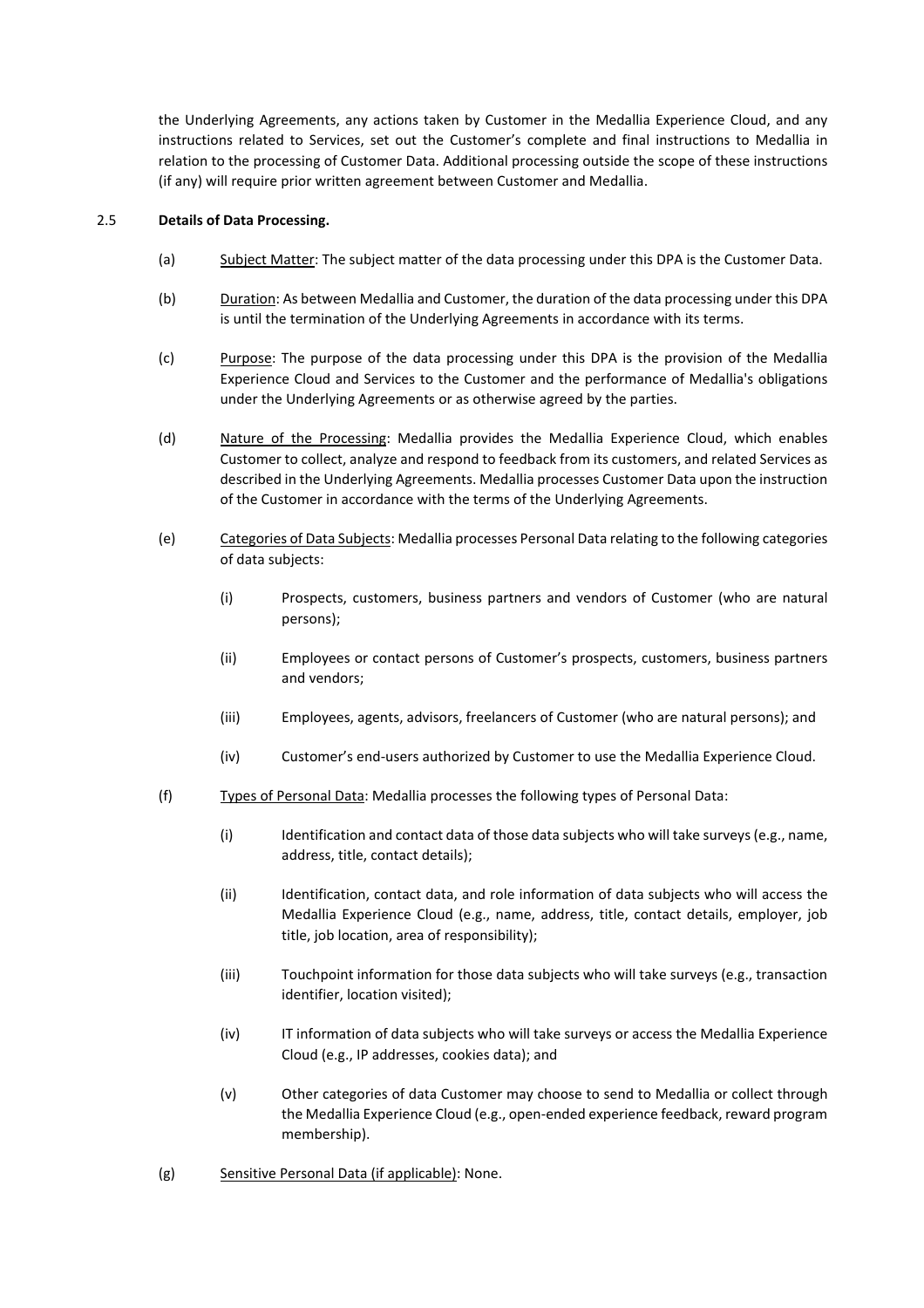the Underlying Agreements, any actions taken by Customer in the Medallia Experience Cloud, and any instructions related to Services, set out the Customer's complete and final instructions to Medallia in relation to the processing of Customer Data. Additional processing outside the scope of these instructions (if any) will require prior written agreement between Customer and Medallia.

2.5 **Details of Data Processing.**

(a) Subject Matter: The subject matter of the data processing under this DPA is the Customer Data.

(b) Duration: As between Medallia and Customer, the duration of the data processing under this DPA is until the termination of the Underlying Agreements in accordance with its terms.

(c) Purpose: The purpose of the data processing under this DPA is the provision of the Medallia Experience Cloud and Services to the Customer and the performance of Medallia's obligations under the Underlying Agreements or as otherwise agreed by the parties.

(d) Nature of the Processing: Medallia provides the Medallia Experience Cloud, which enables Customer to collect, analyze and respond to feedback from its customers, and related Services as described in the Underlying Agreements. Medallia processes Customer Data upon the instruction of the Customer in accordance with the terms of the Underlying Agreements.

(e) Categories of Data Subjects: Medallia processes Personal Data relating to the following categories of data subjects:

(i) Prospects, customers, business partners and vendors of Customer (who are natural persons);

(ii) Employees or contact persons of Customer's prospects, customers, business partners and vendors;

(iii) Employees, agents, advisors, freelancers of Customer (who are natural persons); and

(iv) Customer's end-users authorized by Customer to use the Medallia Experience Cloud.

(f) Types of Personal Data: Medallia processes the following types of Personal Data:

(i) Identification and contact data of those data subjects who will take surveys (e.g., name, address, title, contact details);

(ii) Identification, contact data, and role information of data subjects who will access the Medallia Experience Cloud (e.g., name, address, title, contact details, employer, job title, job location, area of responsibility);

(iii) Touchpoint information for those data subjects who will take surveys (e.g., transaction identifier, location visited);

(iv) IT information of data subjects who will take surveys or access the Medallia Experience Cloud (e.g., IP addresses, cookies data); and

(v) Other categories of data Customer may choose to send to Medallia or collect through the Medallia Experience Cloud (e.g., open-ended experience feedback, reward program membership).

(g) Sensitive Personal Data (if applicable): None.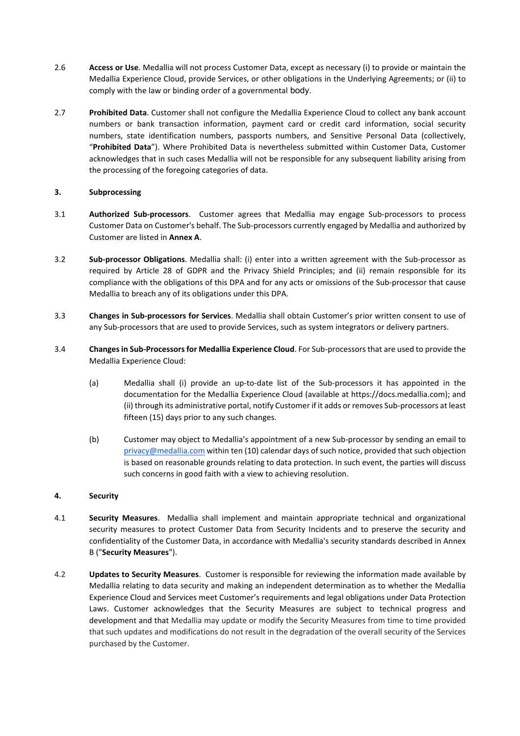2.6 **Access or Use**. Medallia will not process Customer Data, except as necessary (i) to provide or maintain the Medallia Experience Cloud, provide Services, or other obligations in the Underlying Agreements; or (ii) to comply with the law or binding order of a governmental body.

2.7 **Prohibited Data**. Customer shall not configure the Medallia Experience Cloud to collect any bank account numbers or bank transaction information, payment card or credit card information, social security numbers, state identification numbers, passports numbers, and Sensitive Personal Data (collectively, "**Prohibited Data**"). Where Prohibited Data is nevertheless submitted within Customer Data, Customer acknowledges that in such cases Medallia will not be responsible for any subsequent liability arising from the processing of the foregoing categories of data.

**3. Subprocessing**

3.1 **Authorized Sub-processors**. Customer agrees that Medallia may engage Sub-processors to process Customer Data on Customer's behalf. The Sub-processors currently engaged by Medallia and authorized by Customer are listed in **Annex A**.

3.2 **Sub-processor Obligations**. Medallia shall: (i) enter into a written agreement with the Sub-processor as required by Article 28 of GDPR and the Privacy Shield Principles; and (ii) remain responsible for its compliance with the obligations of this DPA and for any acts or omissions of the Sub-processor that cause Medallia to breach any of its obligations under this DPA.

3.3 **Changes in Sub-processors for Services**. Medallia shall obtain Customer's prior written consent to use of any Sub-processors that are used to provide Services, such as system integrators or delivery partners.

3.4 **Changes in Sub-Processors for Medallia Experience Cloud**. For Sub-processors that are used to provide the Medallia Experience Cloud:

(a) Medallia shall (i) provide an up-to-date list of the Sub-processors it has appointed in the documentation for the Medallia Experience Cloud (available at https://docs.medallia.com); and (ii) through its administrative portal, notify Customer if it adds or removes Sub-processors at least fifteen (15) days prior to any such changes.

(b) Customer may object to Medallia's appointment of a new Sub-processor by sending an email to privacy@medallia.com within ten (10) calendar days of such notice, provided that such objection is based on reasonable grounds relating to data protection. In such event, the parties will discuss such concerns in good faith with a view to achieving resolution.

**4. Security**

4.1 **Security Measures**. Medallia shall implement and maintain appropriate technical and organizational security measures to protect Customer Data from Security Incidents and to preserve the security and confidentiality of the Customer Data, in accordance with Medallia's security standards described in Annex B ("**Security Measures**").

4.2 **Updates to Security Measures**. Customer is responsible for reviewing the information made available by Medallia relating to data security and making an independent determination as to whether the Medallia Experience Cloud and Services meet Customer's requirements and legal obligations under Data Protection Laws. Customer acknowledges that the Security Measures are subject to technical progress and development and that Medallia may update or modify the Security Measures from time to time provided that such updates and modifications do not result in the degradation of the overall security of the Services purchased by the Customer.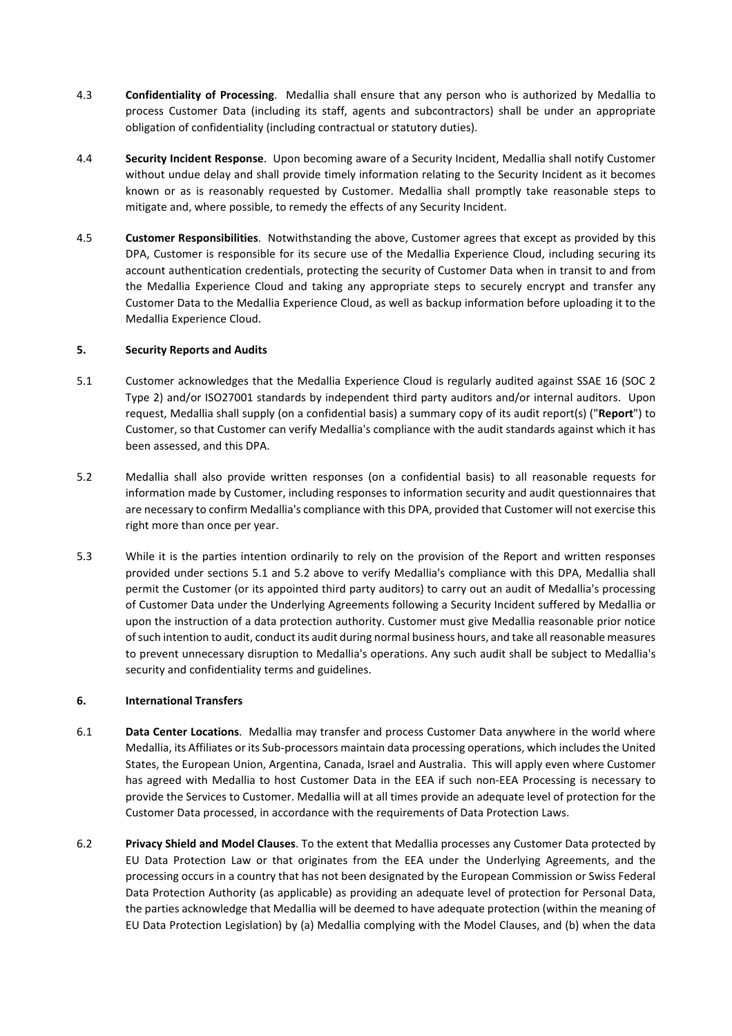4.3 **Confidentiality of Processing**. Medallia shall ensure that any person who is authorized by Medallia to process Customer Data (including its staff, agents and subcontractors) shall be under an appropriate obligation of confidentiality (including contractual or statutory duties).

4.4 **Security Incident Response**. Upon becoming aware of a Security Incident, Medallia shall notify Customer without undue delay and shall provide timely information relating to the Security Incident as it becomes known or as is reasonably requested by Customer. Medallia shall promptly take reasonable steps to mitigate and, where possible, to remedy the effects of any Security Incident.

4.5 **Customer Responsibilities**. Notwithstanding the above, Customer agrees that except as provided by this DPA, Customer is responsible for its secure use of the Medallia Experience Cloud, including securing its account authentication credentials, protecting the security of Customer Data when in transit to and from the Medallia Experience Cloud and taking any appropriate steps to securely encrypt and transfer any Customer Data to the Medallia Experience Cloud, as well as backup information before uploading it to the Medallia Experience Cloud.

**5. Security Reports and Audits**

5.1 Customer acknowledges that the Medallia Experience Cloud is regularly audited against SSAE 16 (SOC 2 Type 2) and/or ISO27001 standards by independent third party auditors and/or internal auditors. Upon request, Medallia shall supply (on a confidential basis) a summary copy of its audit report(s) ("**Report**") to Customer, so that Customer can verify Medallia's compliance with the audit standards against which it has been assessed, and this DPA.

5.2 Medallia shall also provide written responses (on a confidential basis) to all reasonable requests for information made by Customer, including responses to information security and audit questionnaires that are necessary to confirm Medallia's compliance with this DPA, provided that Customer will not exercise this right more than once per year.

5.3 While it is the parties intention ordinarily to rely on the provision of the Report and written responses provided under sections 5.1 and 5.2 above to verify Medallia's compliance with this DPA, Medallia shall permit the Customer (or its appointed third party auditors) to carry out an audit of Medallia's processing of Customer Data under the Underlying Agreements following a Security Incident suffered by Medallia or upon the instruction of a data protection authority. Customer must give Medallia reasonable prior notice of such intention to audit, conduct its audit during normal business hours, and take all reasonable measures to prevent unnecessary disruption to Medallia's operations. Any such audit shall be subject to Medallia's security and confidentiality terms and guidelines.

**6. International Transfers**

6.1 **Data Center Locations**. Medallia may transfer and process Customer Data anywhere in the world where Medallia, its Affiliates or its Sub-processors maintain data processing operations, which includes the United States, the European Union, Argentina, Canada, Israel and Australia. This will apply even where Customer has agreed with Medallia to host Customer Data in the EEA if such non-EEA Processing is necessary to provide the Services to Customer. Medallia will at all times provide an adequate level of protection for the Customer Data processed, in accordance with the requirements of Data Protection Laws.

6.2 **Privacy Shield and Model Clauses**. To the extent that Medallia processes any Customer Data protected by EU Data Protection Law or that originates from the EEA under the Underlying Agreements, and the processing occurs in a country that has not been designated by the European Commission or Swiss Federal Data Protection Authority (as applicable) as providing an adequate level of protection for Personal Data, the parties acknowledge that Medallia will be deemed to have adequate protection (within the meaning of EU Data Protection Legislation) by (a) Medallia complying with the Model Clauses, and (b) when the data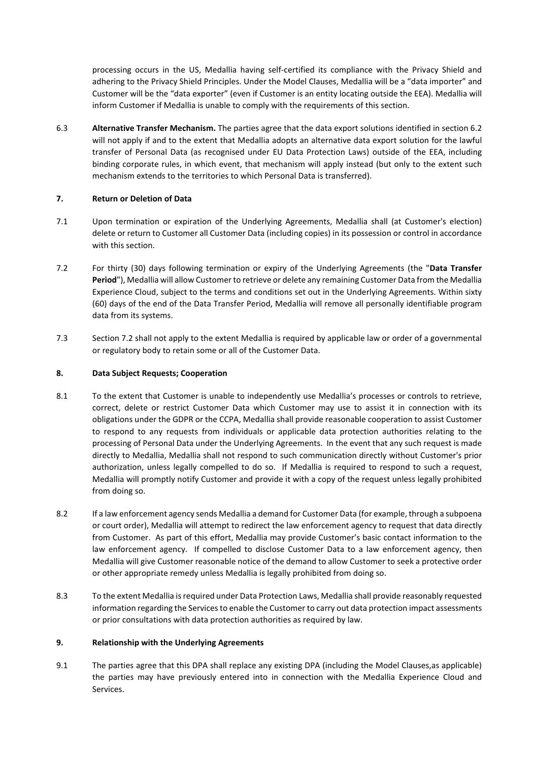processing occurs in the US, Medallia having self-certified its compliance with the Privacy Shield and adhering to the Privacy Shield Principles. Under the Model Clauses, Medallia will be a "data importer" and Customer will be the "data exporter" (even if Customer is an entity locating outside the EEA). Medallia will inform Customer if Medallia is unable to comply with the requirements of this section.

6.3 **Alternative Transfer Mechanism.** The parties agree that the data export solutions identified in section 6.2 will not apply if and to the extent that Medallia adopts an alternative data export solution for the lawful transfer of Personal Data (as recognised under EU Data Protection Laws) outside of the EEA, including binding corporate rules, in which event, that mechanism will apply instead (but only to the extent such mechanism extends to the territories to which Personal Data is transferred).

**7. Return or Deletion of Data**

7.1 Upon termination or expiration of the Underlying Agreements, Medallia shall (at Customer's election) delete or return to Customer all Customer Data (including copies) in its possession or control in accordance with this section.

7.2 For thirty (30) days following termination or expiry of the Underlying Agreements (the "**Data Transfer Period**"), Medallia will allow Customer to retrieve or delete any remaining Customer Data from the Medallia Experience Cloud, subject to the terms and conditions set out in the Underlying Agreements. Within sixty (60) days of the end of the Data Transfer Period, Medallia will remove all personally identifiable program data from its systems.

7.3 Section 7.2 shall not apply to the extent Medallia is required by applicable law or order of a governmental or regulatory body to retain some or all of the Customer Data.

**8. Data Subject Requests; Cooperation**

8.1 To the extent that Customer is unable to independently use Medallia's processes or controls to retrieve, correct, delete or restrict Customer Data which Customer may use to assist it in connection with its obligations under the GDPR or the CCPA, Medallia shall provide reasonable cooperation to assist Customer to respond to any requests from individuals or applicable data protection authorities relating to the processing of Personal Data under the Underlying Agreements. In the event that any such request is made directly to Medallia, Medallia shall not respond to such communication directly without Customer's prior authorization, unless legally compelled to do so. If Medallia is required to respond to such a request, Medallia will promptly notify Customer and provide it with a copy of the request unless legally prohibited from doing so.

8.2 If a law enforcement agency sends Medallia a demand for Customer Data (for example, through a subpoena or court order), Medallia will attempt to redirect the law enforcement agency to request that data directly from Customer. As part of this effort, Medallia may provide Customer's basic contact information to the law enforcement agency. If compelled to disclose Customer Data to a law enforcement agency, then Medallia will give Customer reasonable notice of the demand to allow Customer to seek a protective order or other appropriate remedy unless Medallia is legally prohibited from doing so.

8.3 To the extent Medallia is required under Data Protection Laws, Medallia shall provide reasonably requested information regarding the Services to enable the Customer to carry out data protection impact assessments or prior consultations with data protection authorities as required by law.

**9. Relationship with the Underlying Agreements**

9.1 The parties agree that this DPA shall replace any existing DPA (including the Model Clauses,as applicable) the parties may have previously entered into in connection with the Medallia Experience Cloud and Services.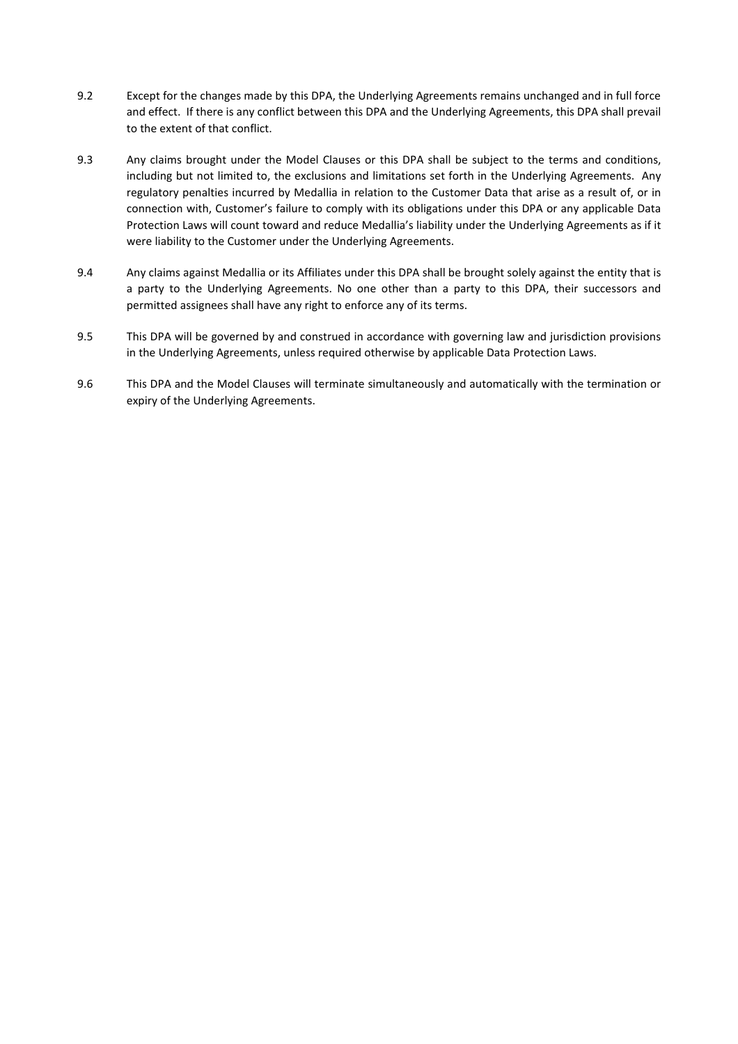9.2 Except for the changes made by this DPA, the Underlying Agreements remains unchanged and in full force and effect. If there is any conflict between this DPA and the Underlying Agreements, this DPA shall prevail to the extent of that conflict.

9.3 Any claims brought under the Model Clauses or this DPA shall be subject to the terms and conditions, including but not limited to, the exclusions and limitations set forth in the Underlying Agreements. Any regulatory penalties incurred by Medallia in relation to the Customer Data that arise as a result of, or in connection with, Customer's failure to comply with its obligations under this DPA or any applicable Data Protection Laws will count toward and reduce Medallia's liability under the Underlying Agreements as if it were liability to the Customer under the Underlying Agreements.

9.4 Any claims against Medallia or its Affiliates under this DPA shall be brought solely against the entity that is a party to the Underlying Agreements. No one other than a party to this DPA, their successors and permitted assignees shall have any right to enforce any of its terms.

9.5 This DPA will be governed by and construed in accordance with governing law and jurisdiction provisions in the Underlying Agreements, unless required otherwise by applicable Data Protection Laws.

9.6 This DPA and the Model Clauses will terminate simultaneously and automatically with the termination or expiry of the Underlying Agreements.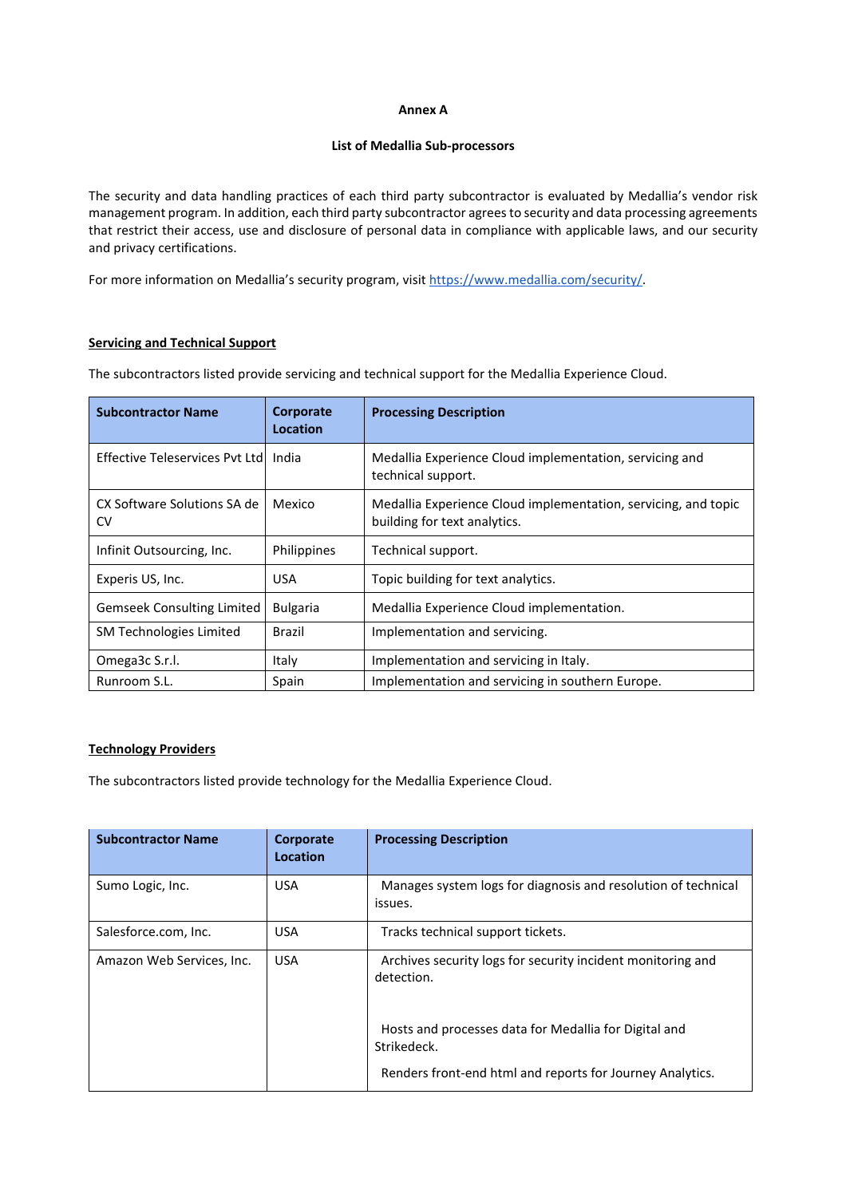**Annex A**

**List of Medallia Sub-processors**

The security and data handling practices of each third party subcontractor is evaluated by Medallia's vendor risk management program. In addition, each third party subcontractor agrees to security and data processing agreements that restrict their access, use and disclosure of personal data in compliance with applicable laws, and our security and privacy certifications.

For more information on Medallia's security program, visit https://www.medallia.com/security/.

**Servicing and Technical Support**

The subcontractors listed provide servicing and technical support for the Medallia Experience Cloud.

| Subcontractor Name | Corporate Location | Processing Description |
|---|---|---|
| Effective Teleservices Pvt Ltd | India | Medallia Experience Cloud implementation, servicing and technical support. |
| CX Software Solutions SA de CV | Mexico | Medallia Experience Cloud implementation, servicing, and topic building for text analytics. |
| Infinit Outsourcing, Inc. | Philippines | Technical support. |
| Experis US, Inc. | USA | Topic building for text analytics. |
| Gemseek Consulting Limited | Bulgaria | Medallia Experience Cloud implementation. |
| SM Technologies Limited | Brazil | Implementation and servicing. |
| Omega3c S.r.l. | Italy | Implementation and servicing in Italy. |
| Runroom S.L. | Spain | Implementation and servicing in southern Europe. |

**Technology Providers**

The subcontractors listed provide technology for the Medallia Experience Cloud.

| Subcontractor Name | Corporate Location | Processing Description |
|---|---|---|
| Sumo Logic, Inc. | USA | Manages system logs for diagnosis and resolution of technical issues. |
| Salesforce.com, Inc. | USA | Tracks technical support tickets. |
| Amazon Web Services, Inc. | USA | Archives security logs for security incident monitoring and detection.<br><br>Hosts and processes data for Medallia for Digital and Strikedeck.<br><br>Renders front-end html and reports for Journey Analytics. |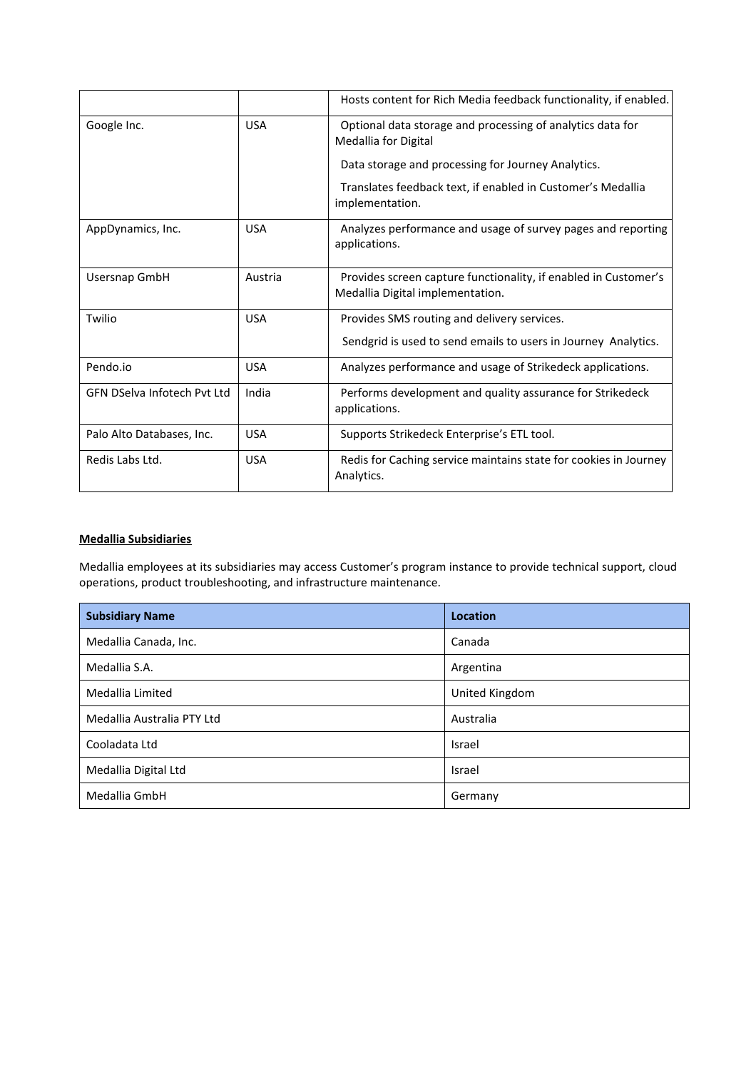| | | |
|---|---|---|
| | | Hosts content for Rich Media feedback functionality, if enabled. |
| Google Inc. | USA | Optional data storage and processing of analytics data for Medallia for Digital<br><br>Data storage and processing for Journey Analytics.<br><br>Translates feedback text, if enabled in Customer's Medallia implementation. |
| AppDynamics, Inc. | USA | Analyzes performance and usage of survey pages and reporting applications. |
| Usersnap GmbH | Austria | Provides screen capture functionality, if enabled in Customer's Medallia Digital implementation. |
| Twilio | USA | Provides SMS routing and delivery services.<br><br>Sendgrid is used to send emails to users in Journey Analytics. |
| Pendo.io | USA | Analyzes performance and usage of Strikedeck applications. |
| GFN DSelva Infotech Pvt Ltd | India | Performs development and quality assurance for Strikedeck applications. |
| Palo Alto Databases, Inc. | USA | Supports Strikedeck Enterprise's ETL tool. |
| Redis Labs Ltd. | USA | Redis for Caching service maintains state for cookies in Journey Analytics. |

**Medallia Subsidiaries**

Medallia employees at its subsidiaries may access Customer's program instance to provide technical support, cloud operations, product troubleshooting, and infrastructure maintenance.

| Subsidiary Name | Location |
|---|---|
| Medallia Canada, Inc. | Canada |
| Medallia S.A. | Argentina |
| Medallia Limited | United Kingdom |
| Medallia Australia PTY Ltd | Australia |
| Cooladata Ltd | Israel |
| Medallia Digital Ltd | Israel |
| Medallia GmbH | Germany |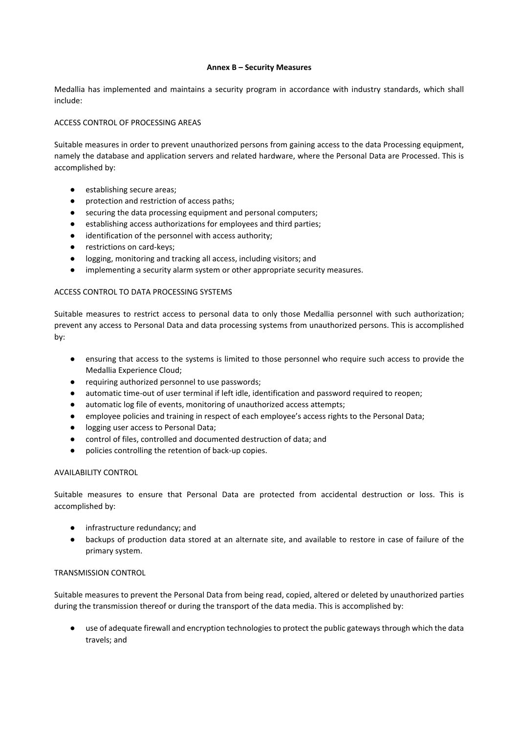**Annex B – Security Measures**

Medallia has implemented and maintains a security program in accordance with industry standards, which shall include:

ACCESS CONTROL OF PROCESSING AREAS

Suitable measures in order to prevent unauthorized persons from gaining access to the data Processing equipment, namely the database and application servers and related hardware, where the Personal Data are Processed. This is accomplished by:

- establishing secure areas;
- protection and restriction of access paths;
- securing the data processing equipment and personal computers;
- establishing access authorizations for employees and third parties;
- identification of the personnel with access authority;
- restrictions on card-keys;
- logging, monitoring and tracking all access, including visitors; and
- implementing a security alarm system or other appropriate security measures.

ACCESS CONTROL TO DATA PROCESSING SYSTEMS

Suitable measures to restrict access to personal data to only those Medallia personnel with such authorization; prevent any access to Personal Data and data processing systems from unauthorized persons. This is accomplished by:

- ensuring that access to the systems is limited to those personnel who require such access to provide the Medallia Experience Cloud;
- requiring authorized personnel to use passwords;
- automatic time-out of user terminal if left idle, identification and password required to reopen;
- automatic log file of events, monitoring of unauthorized access attempts;
- employee policies and training in respect of each employee's access rights to the Personal Data;
- logging user access to Personal Data;
- control of files, controlled and documented destruction of data; and
- policies controlling the retention of back-up copies.

AVAILABILITY CONTROL

Suitable measures to ensure that Personal Data are protected from accidental destruction or loss. This is accomplished by:

- infrastructure redundancy; and
- backups of production data stored at an alternate site, and available to restore in case of failure of the primary system.

TRANSMISSION CONTROL

Suitable measures to prevent the Personal Data from being read, copied, altered or deleted by unauthorized parties during the transmission thereof or during the transport of the data media. This is accomplished by:

- use of adequate firewall and encryption technologies to protect the public gateways through which the data travels; and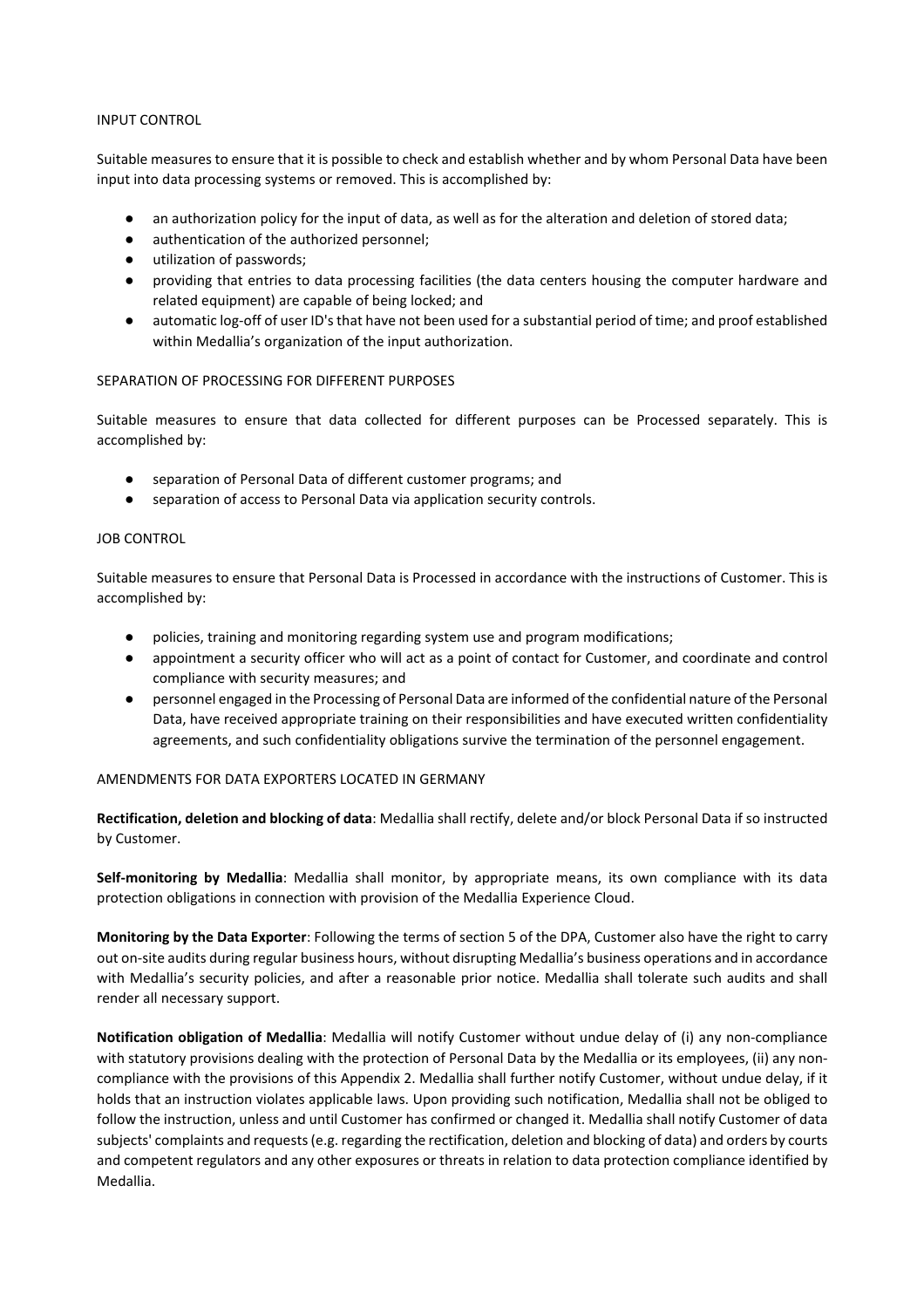INPUT CONTROL

Suitable measures to ensure that it is possible to check and establish whether and by whom Personal Data have been input into data processing systems or removed. This is accomplished by:

- an authorization policy for the input of data, as well as for the alteration and deletion of stored data;
- authentication of the authorized personnel;
- utilization of passwords;
- providing that entries to data processing facilities (the data centers housing the computer hardware and related equipment) are capable of being locked; and
- automatic log-off of user ID's that have not been used for a substantial period of time; and proof established within Medallia's organization of the input authorization.

SEPARATION OF PROCESSING FOR DIFFERENT PURPOSES

Suitable measures to ensure that data collected for different purposes can be Processed separately. This is accomplished by:

- separation of Personal Data of different customer programs; and
- separation of access to Personal Data via application security controls.

JOB CONTROL

Suitable measures to ensure that Personal Data is Processed in accordance with the instructions of Customer. This is accomplished by:

- policies, training and monitoring regarding system use and program modifications;
- appointment a security officer who will act as a point of contact for Customer, and coordinate and control compliance with security measures; and
- personnel engaged in the Processing of Personal Data are informed of the confidential nature of the Personal Data, have received appropriate training on their responsibilities and have executed written confidentiality agreements, and such confidentiality obligations survive the termination of the personnel engagement.

AMENDMENTS FOR DATA EXPORTERS LOCATED IN GERMANY

**Rectification, deletion and blocking of data**: Medallia shall rectify, delete and/or block Personal Data if so instructed by Customer.

**Self-monitoring by Medallia**: Medallia shall monitor, by appropriate means, its own compliance with its data protection obligations in connection with provision of the Medallia Experience Cloud.

**Monitoring by the Data Exporter**: Following the terms of section 5 of the DPA, Customer also have the right to carry out on-site audits during regular business hours, without disrupting Medallia's business operations and in accordance with Medallia's security policies, and after a reasonable prior notice. Medallia shall tolerate such audits and shall render all necessary support.

**Notification obligation of Medallia**: Medallia will notify Customer without undue delay of (i) any non-compliance with statutory provisions dealing with the protection of Personal Data by the Medallia or its employees, (ii) any non-compliance with the provisions of this Appendix 2. Medallia shall further notify Customer, without undue delay, if it holds that an instruction violates applicable laws. Upon providing such notification, Medallia shall not be obliged to follow the instruction, unless and until Customer has confirmed or changed it. Medallia shall notify Customer of data subjects' complaints and requests (e.g. regarding the rectification, deletion and blocking of data) and orders by courts and competent regulators and any other exposures or threats in relation to data protection compliance identified by Medallia.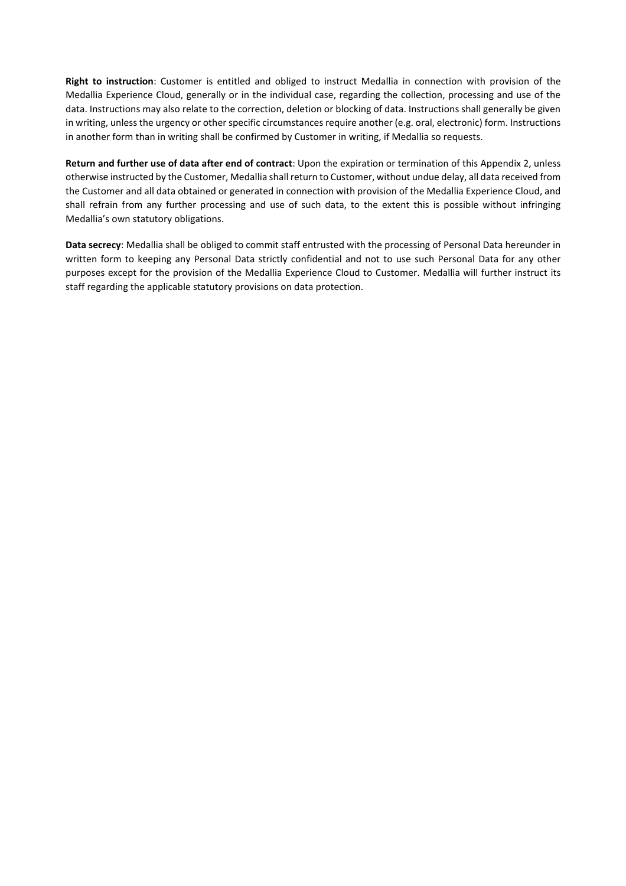**Right to instruction**: Customer is entitled and obliged to instruct Medallia in connection with provision of the Medallia Experience Cloud, generally or in the individual case, regarding the collection, processing and use of the data. Instructions may also relate to the correction, deletion or blocking of data. Instructions shall generally be given in writing, unless the urgency or other specific circumstances require another (e.g. oral, electronic) form. Instructions in another form than in writing shall be confirmed by Customer in writing, if Medallia so requests.

**Return and further use of data after end of contract**: Upon the expiration or termination of this Appendix 2, unless otherwise instructed by the Customer, Medallia shall return to Customer, without undue delay, all data received from the Customer and all data obtained or generated in connection with provision of the Medallia Experience Cloud, and shall refrain from any further processing and use of such data, to the extent this is possible without infringing Medallia's own statutory obligations.

**Data secrecy**: Medallia shall be obliged to commit staff entrusted with the processing of Personal Data hereunder in written form to keeping any Personal Data strictly confidential and not to use such Personal Data for any other purposes except for the provision of the Medallia Experience Cloud to Customer. Medallia will further instruct its staff regarding the applicable statutory provisions on data protection.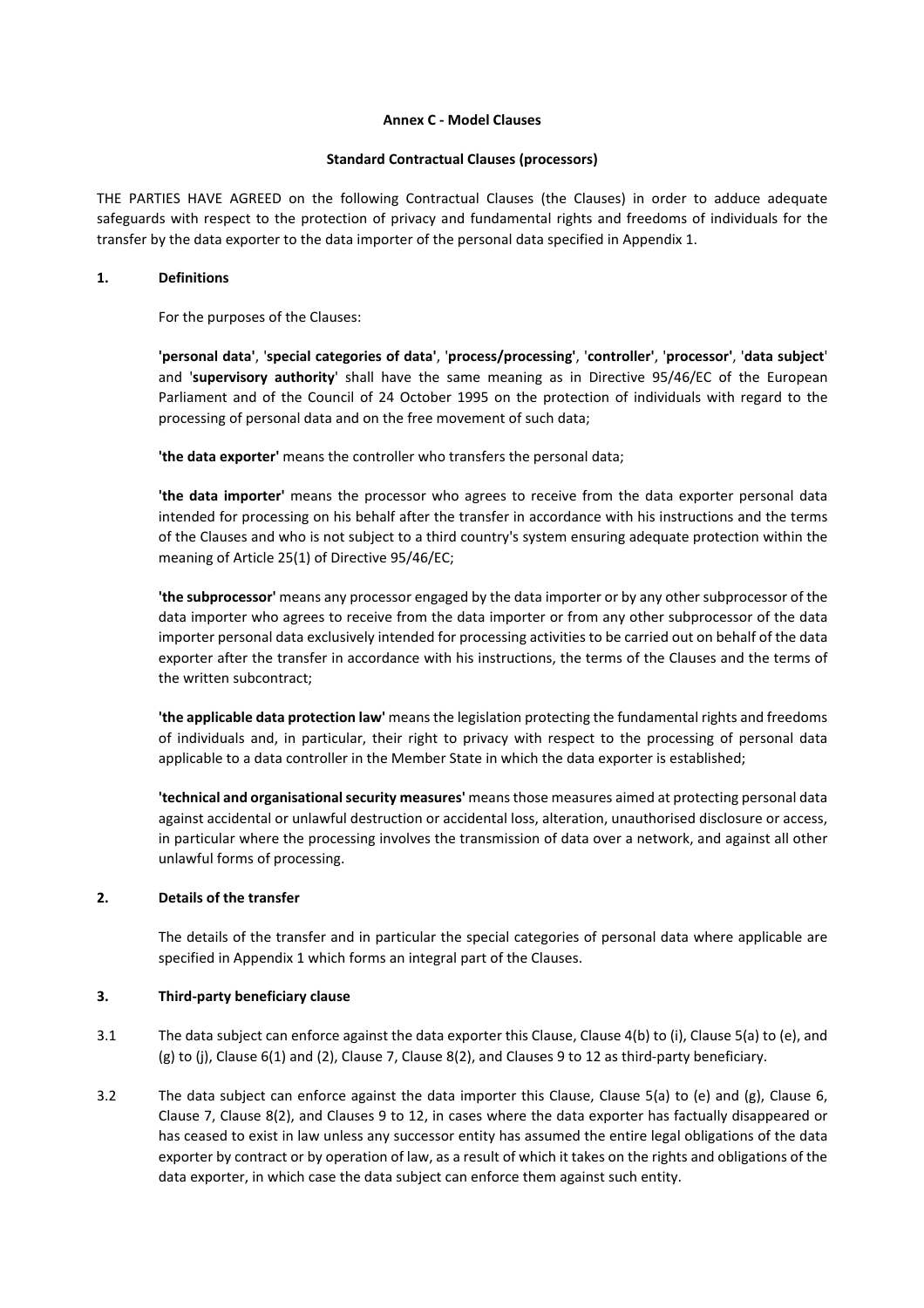**Annex C - Model Clauses**

**Standard Contractual Clauses (processors)**

THE PARTIES HAVE AGREED on the following Contractual Clauses (the Clauses) in order to adduce adequate safeguards with respect to the protection of privacy and fundamental rights and freedoms of individuals for the transfer by the data exporter to the data importer of the personal data specified in Appendix 1.

## 1. Definitions

For the purposes of the Clauses:

**'personal data'**, '**special categories of data**', '**process/processing**', '**controller**', '**processor**', '**data subject**' and '**supervisory authority**' shall have the same meaning as in Directive 95/46/EC of the European Parliament and of the Council of 24 October 1995 on the protection of individuals with regard to the processing of personal data and on the free movement of such data;

**'the data exporter'** means the controller who transfers the personal data;

**'the data importer'** means the processor who agrees to receive from the data exporter personal data intended for processing on his behalf after the transfer in accordance with his instructions and the terms of the Clauses and who is not subject to a third country's system ensuring adequate protection within the meaning of Article 25(1) of Directive 95/46/EC;

**'the subprocessor'** means any processor engaged by the data importer or by any other subprocessor of the data importer who agrees to receive from the data importer or from any other subprocessor of the data importer personal data exclusively intended for processing activities to be carried out on behalf of the data exporter after the transfer in accordance with his instructions, the terms of the Clauses and the terms of the written subcontract;

**'the applicable data protection law'** means the legislation protecting the fundamental rights and freedoms of individuals and, in particular, their right to privacy with respect to the processing of personal data applicable to a data controller in the Member State in which the data exporter is established;

**'technical and organisational security measures'** means those measures aimed at protecting personal data against accidental or unlawful destruction or accidental loss, alteration, unauthorised disclosure or access, in particular where the processing involves the transmission of data over a network, and against all other unlawful forms of processing.

## 2. Details of the transfer

The details of the transfer and in particular the special categories of personal data where applicable are specified in Appendix 1 which forms an integral part of the Clauses.

## 3. Third-party beneficiary clause

3.1 The data subject can enforce against the data exporter this Clause, Clause 4(b) to (i), Clause 5(a) to (e), and (g) to (j), Clause 6(1) and (2), Clause 7, Clause 8(2), and Clauses 9 to 12 as third-party beneficiary.

3.2 The data subject can enforce against the data importer this Clause, Clause 5(a) to (e) and (g), Clause 6, Clause 7, Clause 8(2), and Clauses 9 to 12, in cases where the data exporter has factually disappeared or has ceased to exist in law unless any successor entity has assumed the entire legal obligations of the data exporter by contract or by operation of law, as a result of which it takes on the rights and obligations of the data exporter, in which case the data subject can enforce them against such entity.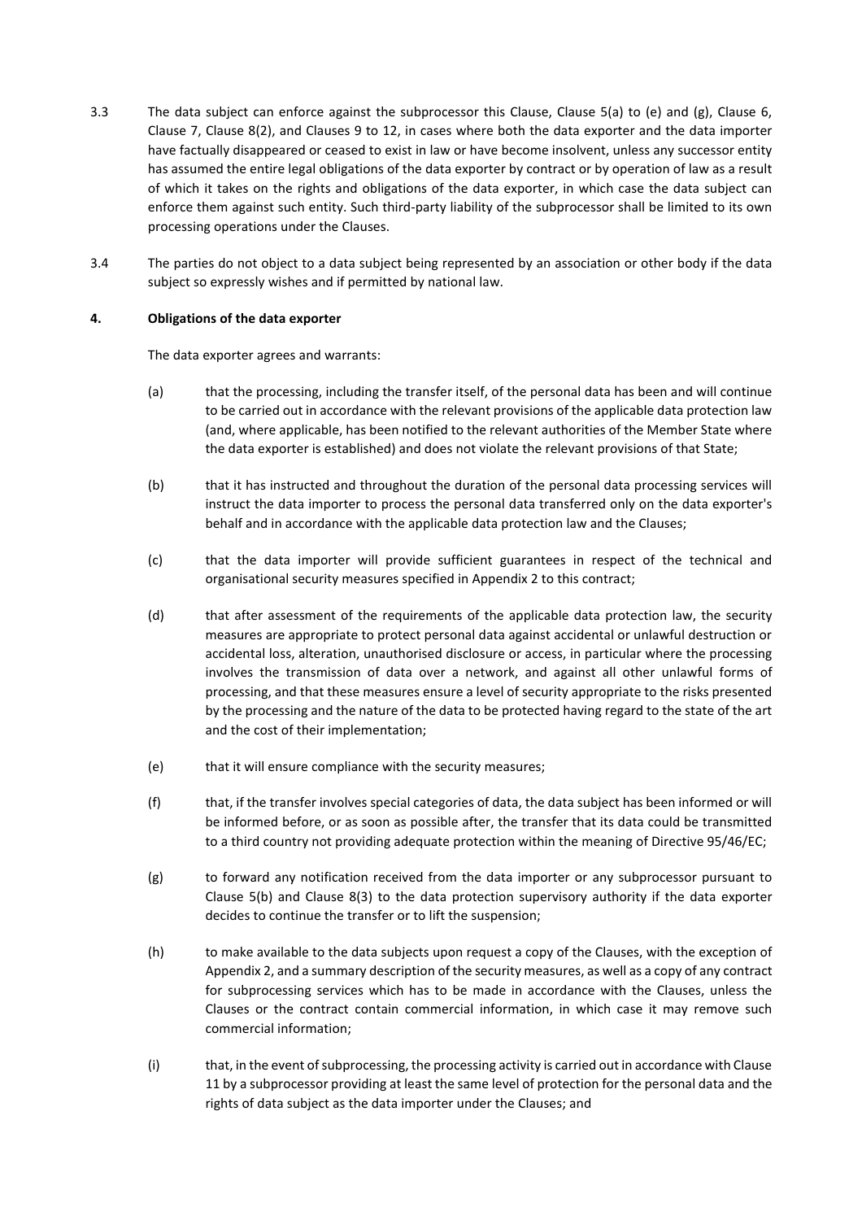3.3 The data subject can enforce against the subprocessor this Clause, Clause 5(a) to (e) and (g), Clause 6, Clause 7, Clause 8(2), and Clauses 9 to 12, in cases where both the data exporter and the data importer have factually disappeared or ceased to exist in law or have become insolvent, unless any successor entity has assumed the entire legal obligations of the data exporter by contract or by operation of law as a result of which it takes on the rights and obligations of the data exporter, in which case the data subject can enforce them against such entity. Such third-party liability of the subprocessor shall be limited to its own processing operations under the Clauses.

3.4 The parties do not object to a data subject being represented by an association or other body if the data subject so expressly wishes and if permitted by national law.

**4. Obligations of the data exporter**

The data exporter agrees and warrants:

(a) that the processing, including the transfer itself, of the personal data has been and will continue to be carried out in accordance with the relevant provisions of the applicable data protection law (and, where applicable, has been notified to the relevant authorities of the Member State where the data exporter is established) and does not violate the relevant provisions of that State;

(b) that it has instructed and throughout the duration of the personal data processing services will instruct the data importer to process the personal data transferred only on the data exporter's behalf and in accordance with the applicable data protection law and the Clauses;

(c) that the data importer will provide sufficient guarantees in respect of the technical and organisational security measures specified in Appendix 2 to this contract;

(d) that after assessment of the requirements of the applicable data protection law, the security measures are appropriate to protect personal data against accidental or unlawful destruction or accidental loss, alteration, unauthorised disclosure or access, in particular where the processing involves the transmission of data over a network, and against all other unlawful forms of processing, and that these measures ensure a level of security appropriate to the risks presented by the processing and the nature of the data to be protected having regard to the state of the art and the cost of their implementation;

(e) that it will ensure compliance with the security measures;

(f) that, if the transfer involves special categories of data, the data subject has been informed or will be informed before, or as soon as possible after, the transfer that its data could be transmitted to a third country not providing adequate protection within the meaning of Directive 95/46/EC;

(g) to forward any notification received from the data importer or any subprocessor pursuant to Clause 5(b) and Clause 8(3) to the data protection supervisory authority if the data exporter decides to continue the transfer or to lift the suspension;

(h) to make available to the data subjects upon request a copy of the Clauses, with the exception of Appendix 2, and a summary description of the security measures, as well as a copy of any contract for subprocessing services which has to be made in accordance with the Clauses, unless the Clauses or the contract contain commercial information, in which case it may remove such commercial information;

(i) that, in the event of subprocessing, the processing activity is carried out in accordance with Clause 11 by a subprocessor providing at least the same level of protection for the personal data and the rights of data subject as the data importer under the Clauses; and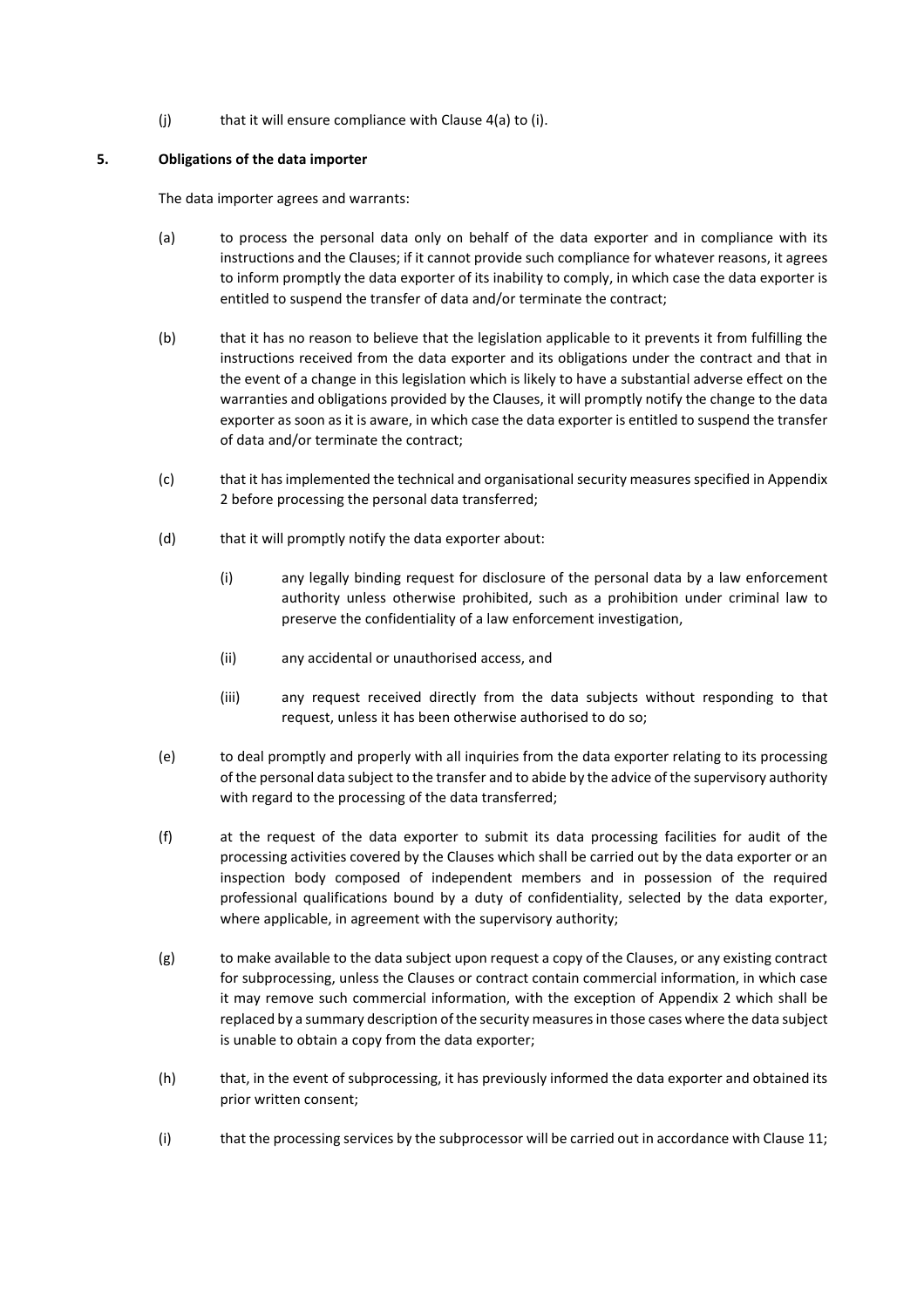(j) that it will ensure compliance with Clause 4(a) to (i).

## 5. Obligations of the data importer

The data importer agrees and warrants:

(a) to process the personal data only on behalf of the data exporter and in compliance with its instructions and the Clauses; if it cannot provide such compliance for whatever reasons, it agrees to inform promptly the data exporter of its inability to comply, in which case the data exporter is entitled to suspend the transfer of data and/or terminate the contract;

(b) that it has no reason to believe that the legislation applicable to it prevents it from fulfilling the instructions received from the data exporter and its obligations under the contract and that in the event of a change in this legislation which is likely to have a substantial adverse effect on the warranties and obligations provided by the Clauses, it will promptly notify the change to the data exporter as soon as it is aware, in which case the data exporter is entitled to suspend the transfer of data and/or terminate the contract;

(c) that it has implemented the technical and organisational security measures specified in Appendix 2 before processing the personal data transferred;

(d) that it will promptly notify the data exporter about:

  (i) any legally binding request for disclosure of the personal data by a law enforcement authority unless otherwise prohibited, such as a prohibition under criminal law to preserve the confidentiality of a law enforcement investigation,

  (ii) any accidental or unauthorised access, and

  (iii) any request received directly from the data subjects without responding to that request, unless it has been otherwise authorised to do so;

(e) to deal promptly and properly with all inquiries from the data exporter relating to its processing of the personal data subject to the transfer and to abide by the advice of the supervisory authority with regard to the processing of the data transferred;

(f) at the request of the data exporter to submit its data processing facilities for audit of the processing activities covered by the Clauses which shall be carried out by the data exporter or an inspection body composed of independent members and in possession of the required professional qualifications bound by a duty of confidentiality, selected by the data exporter, where applicable, in agreement with the supervisory authority;

(g) to make available to the data subject upon request a copy of the Clauses, or any existing contract for subprocessing, unless the Clauses or contract contain commercial information, in which case it may remove such commercial information, with the exception of Appendix 2 which shall be replaced by a summary description of the security measures in those cases where the data subject is unable to obtain a copy from the data exporter;

(h) that, in the event of subprocessing, it has previously informed the data exporter and obtained its prior written consent;

(i) that the processing services by the subprocessor will be carried out in accordance with Clause 11;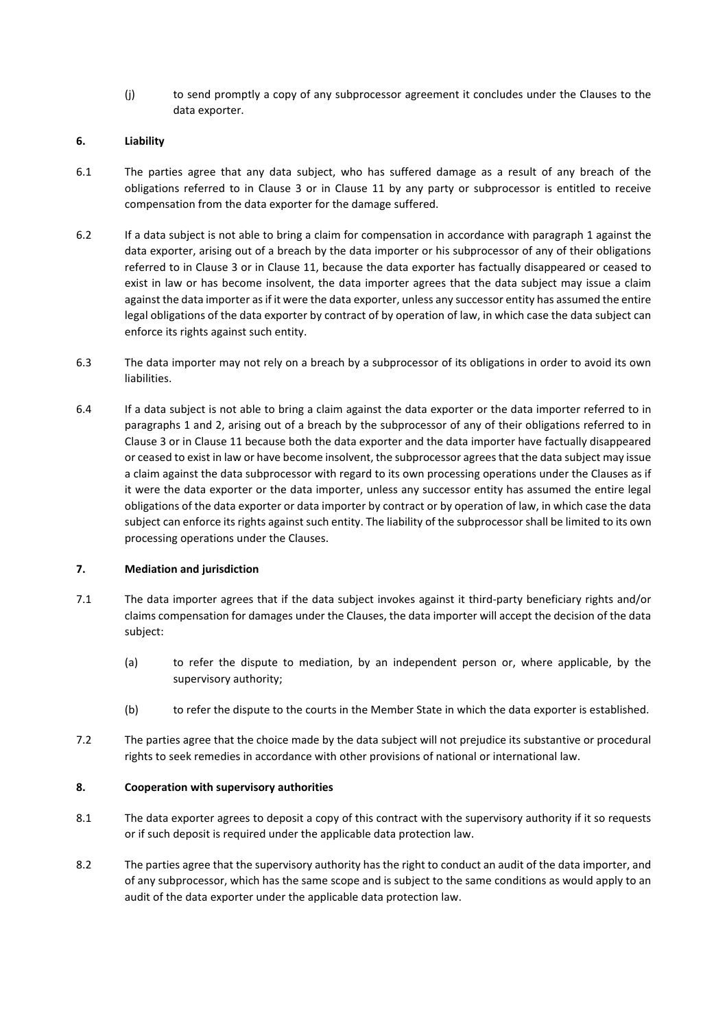(j) to send promptly a copy of any subprocessor agreement it concludes under the Clauses to the data exporter.

**6. Liability**

6.1 The parties agree that any data subject, who has suffered damage as a result of any breach of the obligations referred to in Clause 3 or in Clause 11 by any party or subprocessor is entitled to receive compensation from the data exporter for the damage suffered.

6.2 If a data subject is not able to bring a claim for compensation in accordance with paragraph 1 against the data exporter, arising out of a breach by the data importer or his subprocessor of any of their obligations referred to in Clause 3 or in Clause 11, because the data exporter has factually disappeared or ceased to exist in law or has become insolvent, the data importer agrees that the data subject may issue a claim against the data importer as if it were the data exporter, unless any successor entity has assumed the entire legal obligations of the data exporter by contract of by operation of law, in which case the data subject can enforce its rights against such entity.

6.3 The data importer may not rely on a breach by a subprocessor of its obligations in order to avoid its own liabilities.

6.4 If a data subject is not able to bring a claim against the data exporter or the data importer referred to in paragraphs 1 and 2, arising out of a breach by the subprocessor of any of their obligations referred to in Clause 3 or in Clause 11 because both the data exporter and the data importer have factually disappeared or ceased to exist in law or have become insolvent, the subprocessor agrees that the data subject may issue a claim against the data subprocessor with regard to its own processing operations under the Clauses as if it were the data exporter or the data importer, unless any successor entity has assumed the entire legal obligations of the data exporter or data importer by contract or by operation of law, in which case the data subject can enforce its rights against such entity. The liability of the subprocessor shall be limited to its own processing operations under the Clauses.

**7. Mediation and jurisdiction**

7.1 The data importer agrees that if the data subject invokes against it third-party beneficiary rights and/or claims compensation for damages under the Clauses, the data importer will accept the decision of the data subject:

(a) to refer the dispute to mediation, by an independent person or, where applicable, by the supervisory authority;

(b) to refer the dispute to the courts in the Member State in which the data exporter is established.

7.2 The parties agree that the choice made by the data subject will not prejudice its substantive or procedural rights to seek remedies in accordance with other provisions of national or international law.

**8. Cooperation with supervisory authorities**

8.1 The data exporter agrees to deposit a copy of this contract with the supervisory authority if it so requests or if such deposit is required under the applicable data protection law.

8.2 The parties agree that the supervisory authority has the right to conduct an audit of the data importer, and of any subprocessor, which has the same scope and is subject to the same conditions as would apply to an audit of the data exporter under the applicable data protection law.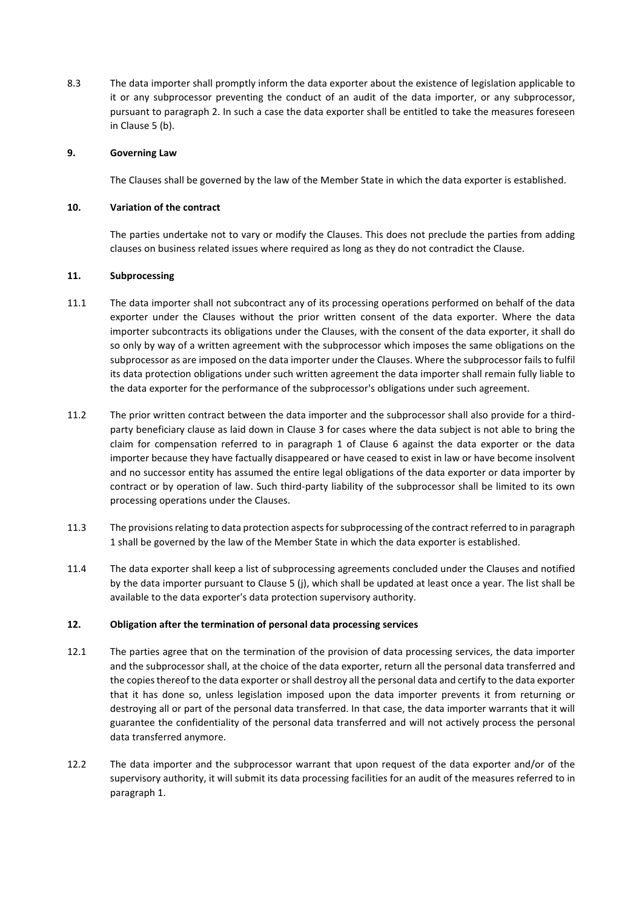8.3 The data importer shall promptly inform the data exporter about the existence of legislation applicable to it or any subprocessor preventing the conduct of an audit of the data importer, or any subprocessor, pursuant to paragraph 2. In such a case the data exporter shall be entitled to take the measures foreseen in Clause 5 (b).

**9. Governing Law**

The Clauses shall be governed by the law of the Member State in which the data exporter is established.

**10. Variation of the contract**

The parties undertake not to vary or modify the Clauses. This does not preclude the parties from adding clauses on business related issues where required as long as they do not contradict the Clause.

**11. Subprocessing**

11.1 The data importer shall not subcontract any of its processing operations performed on behalf of the data exporter under the Clauses without the prior written consent of the data exporter. Where the data importer subcontracts its obligations under the Clauses, with the consent of the data exporter, it shall do so only by way of a written agreement with the subprocessor which imposes the same obligations on the subprocessor as are imposed on the data importer under the Clauses. Where the subprocessor fails to fulfil its data protection obligations under such written agreement the data importer shall remain fully liable to the data exporter for the performance of the subprocessor's obligations under such agreement.

11.2 The prior written contract between the data importer and the subprocessor shall also provide for a third-party beneficiary clause as laid down in Clause 3 for cases where the data subject is not able to bring the claim for compensation referred to in paragraph 1 of Clause 6 against the data exporter or the data importer because they have factually disappeared or have ceased to exist in law or have become insolvent and no successor entity has assumed the entire legal obligations of the data exporter or data importer by contract or by operation of law. Such third-party liability of the subprocessor shall be limited to its own processing operations under the Clauses.

11.3 The provisions relating to data protection aspects for subprocessing of the contract referred to in paragraph 1 shall be governed by the law of the Member State in which the data exporter is established.

11.4 The data exporter shall keep a list of subprocessing agreements concluded under the Clauses and notified by the data importer pursuant to Clause 5 (j), which shall be updated at least once a year. The list shall be available to the data exporter's data protection supervisory authority.

**12. Obligation after the termination of personal data processing services**

12.1 The parties agree that on the termination of the provision of data processing services, the data importer and the subprocessor shall, at the choice of the data exporter, return all the personal data transferred and the copies thereof to the data exporter or shall destroy all the personal data and certify to the data exporter that it has done so, unless legislation imposed upon the data importer prevents it from returning or destroying all or part of the personal data transferred. In that case, the data importer warrants that it will guarantee the confidentiality of the personal data transferred and will not actively process the personal data transferred anymore.

12.2 The data importer and the subprocessor warrant that upon request of the data exporter and/or of the supervisory authority, it will submit its data processing facilities for an audit of the measures referred to in paragraph 1.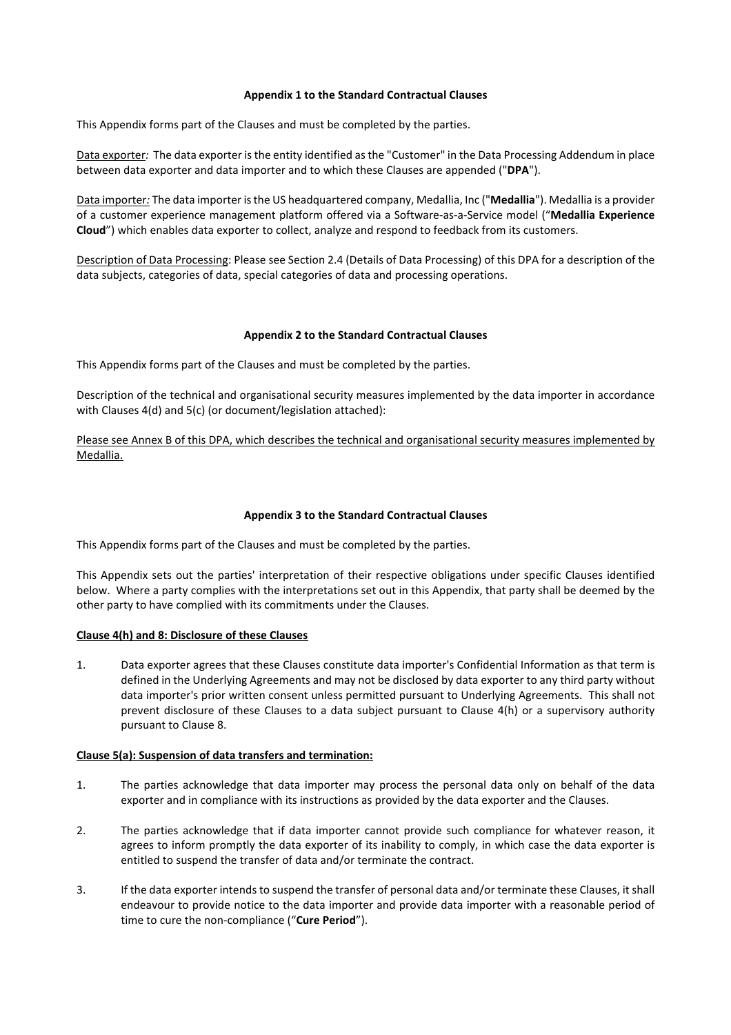**Appendix 1 to the Standard Contractual Clauses**

This Appendix forms part of the Clauses and must be completed by the parties.

<u>Data exporter</u>*:* The data exporter is the entity identified as the "Customer" in the Data Processing Addendum in place between data exporter and data importer and to which these Clauses are appended ("**DPA**").

<u>Data importer</u>*:* The data importer is the US headquartered company, Medallia, Inc ("**Medallia**"). Medallia is a provider of a customer experience management platform offered via a Software-as-a-Service model ("**Medallia Experience Cloud**") which enables data exporter to collect, analyze and respond to feedback from its customers.

<u>Description of Data Processing</u>: Please see Section 2.4 (Details of Data Processing) of this DPA for a description of the data subjects, categories of data, special categories of data and processing operations.

**Appendix 2 to the Standard Contractual Clauses**

This Appendix forms part of the Clauses and must be completed by the parties.

Description of the technical and organisational security measures implemented by the data importer in accordance with Clauses 4(d) and 5(c) (or document/legislation attached):

<u>Please see Annex B of this DPA, which describes the technical and organisational security measures implemented by Medallia.</u>

**Appendix 3 to the Standard Contractual Clauses**

This Appendix forms part of the Clauses and must be completed by the parties.

This Appendix sets out the parties' interpretation of their respective obligations under specific Clauses identified below. Where a party complies with the interpretations set out in this Appendix, that party shall be deemed by the other party to have complied with its commitments under the Clauses.

**<u>Clause 4(h) and 8: Disclosure of these Clauses</u>**

1. Data exporter agrees that these Clauses constitute data importer's Confidential Information as that term is defined in the Underlying Agreements and may not be disclosed by data exporter to any third party without data importer's prior written consent unless permitted pursuant to Underlying Agreements. This shall not prevent disclosure of these Clauses to a data subject pursuant to Clause 4(h) or a supervisory authority pursuant to Clause 8.

**<u>Clause 5(a): Suspension of data transfers and termination:</u>**

1. The parties acknowledge that data importer may process the personal data only on behalf of the data exporter and in compliance with its instructions as provided by the data exporter and the Clauses.

2. The parties acknowledge that if data importer cannot provide such compliance for whatever reason, it agrees to inform promptly the data exporter of its inability to comply, in which case the data exporter is entitled to suspend the transfer of data and/or terminate the contract.

3. If the data exporter intends to suspend the transfer of personal data and/or terminate these Clauses, it shall endeavour to provide notice to the data importer and provide data importer with a reasonable period of time to cure the non-compliance ("**Cure Period**").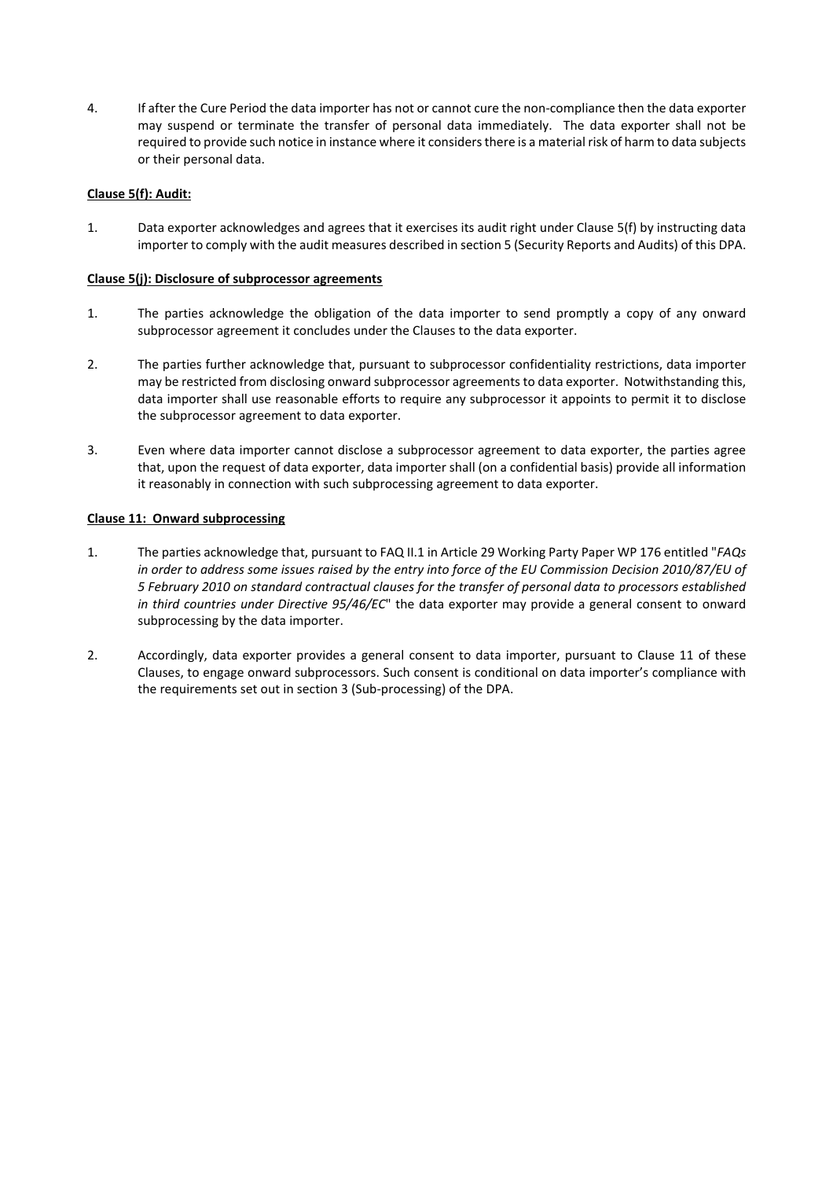4. If after the Cure Period the data importer has not or cannot cure the non-compliance then the data exporter may suspend or terminate the transfer of personal data immediately. The data exporter shall not be required to provide such notice in instance where it considers there is a material risk of harm to data subjects or their personal data.

**Clause 5(f): Audit:**

1. Data exporter acknowledges and agrees that it exercises its audit right under Clause 5(f) by instructing data importer to comply with the audit measures described in section 5 (Security Reports and Audits) of this DPA.

**Clause 5(j): Disclosure of subprocessor agreements**

1. The parties acknowledge the obligation of the data importer to send promptly a copy of any onward subprocessor agreement it concludes under the Clauses to the data exporter.

2. The parties further acknowledge that, pursuant to subprocessor confidentiality restrictions, data importer may be restricted from disclosing onward subprocessor agreements to data exporter. Notwithstanding this, data importer shall use reasonable efforts to require any subprocessor it appoints to permit it to disclose the subprocessor agreement to data exporter.

3. Even where data importer cannot disclose a subprocessor agreement to data exporter, the parties agree that, upon the request of data exporter, data importer shall (on a confidential basis) provide all information it reasonably in connection with such subprocessing agreement to data exporter.

**Clause 11: Onward subprocessing**

1. The parties acknowledge that, pursuant to FAQ II.1 in Article 29 Working Party Paper WP 176 entitled "*FAQs in order to address some issues raised by the entry into force of the EU Commission Decision 2010/87/EU of 5 February 2010 on standard contractual clauses for the transfer of personal data to processors established in third countries under Directive 95/46/EC*" the data exporter may provide a general consent to onward subprocessing by the data importer.

2. Accordingly, data exporter provides a general consent to data importer, pursuant to Clause 11 of these Clauses, to engage onward subprocessors. Such consent is conditional on data importer's compliance with the requirements set out in section 3 (Sub-processing) of the DPA.